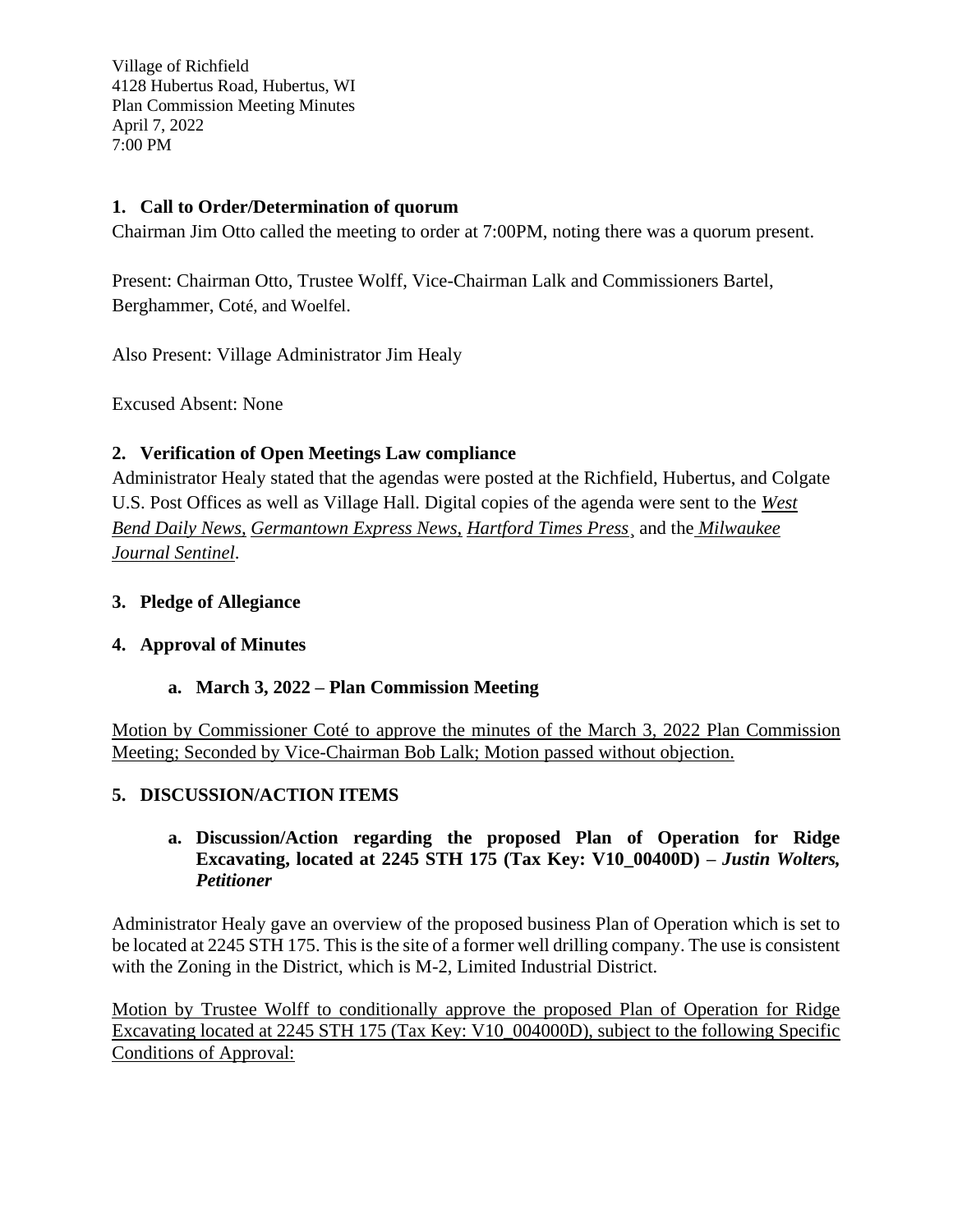Village of Richfield
4128 Hubertus Road, Hubertus, WI
Plan Commission Meeting Minutes
April 7, 2022
7:00 PM

## 1. Call to Order/Determination of quorum

Chairman Jim Otto called the meeting to order at 7:00PM, noting there was a quorum present.

Present: Chairman Otto, Trustee Wolff, Vice-Chairman Lalk and Commissioners Bartel, Berghammer, Coté, and Woelfel.

Also Present: Village Administrator Jim Healy

Excused Absent: None

## 2. Verification of Open Meetings Law compliance

Administrator Healy stated that the agendas were posted at the Richfield, Hubertus, and Colgate U.S. Post Offices as well as Village Hall. Digital copies of the agenda were sent to the *West Bend Daily News*, *Germantown Express News*, *Hartford Times Press*, and the *Milwaukee Journal Sentinel*.

## 3. Pledge of Allegiance

## 4. Approval of Minutes

### a. March 3, 2022 – Plan Commission Meeting

Motion by Commissioner Coté to approve the minutes of the March 3, 2022 Plan Commission Meeting; Seconded by Vice-Chairman Bob Lalk; Motion passed without objection.

## 5. DISCUSSION/ACTION ITEMS

### a. Discussion/Action regarding the proposed Plan of Operation for Ridge Excavating, located at 2245 STH 175 (Tax Key: V10_00400D) – *Justin Wolters, Petitioner*

Administrator Healy gave an overview of the proposed business Plan of Operation which is set to be located at 2245 STH 175. This is the site of a former well drilling company. The use is consistent with the Zoning in the District, which is M-2, Limited Industrial District.

Motion by Trustee Wolff to conditionally approve the proposed Plan of Operation for Ridge Excavating located at 2245 STH 175 (Tax Key: V10_004000D), subject to the following Specific Conditions of Approval: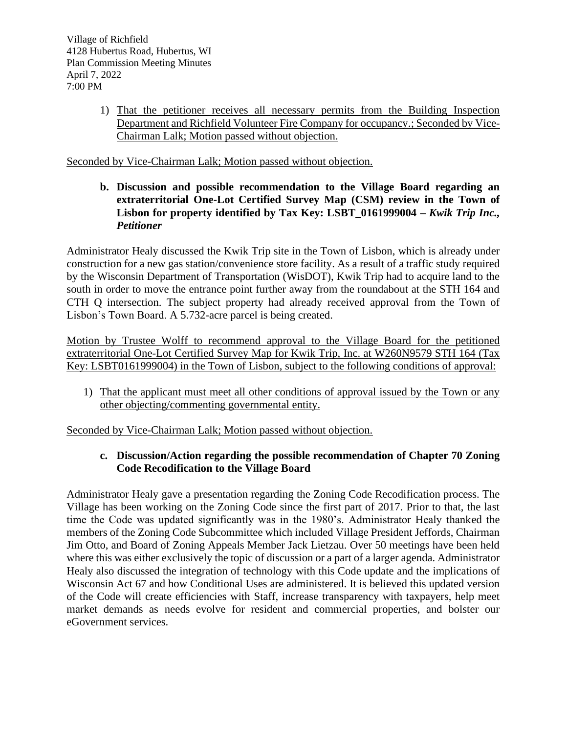1) <u>That the petitioner receives all necessary permits from the Building Inspection Department and Richfield Volunteer Fire Company for occupancy.; Seconded by Vice-Chairman Lalk; Motion passed without objection.</u>

<u>Seconded by Vice-Chairman Lalk; Motion passed without objection.</u>

**b. Discussion and possible recommendation to the Village Board regarding an extraterritorial One-Lot Certified Survey Map (CSM) review in the Town of Lisbon for property identified by Tax Key: LSBT_0161999004 –** ***Kwik Trip Inc., Petitioner***

Administrator Healy discussed the Kwik Trip site in the Town of Lisbon, which is already under construction for a new gas station/convenience store facility. As a result of a traffic study required by the Wisconsin Department of Transportation (WisDOT), Kwik Trip had to acquire land to the south in order to move the entrance point further away from the roundabout at the STH 164 and CTH Q intersection. The subject property had already received approval from the Town of Lisbon's Town Board. A 5.732-acre parcel is being created.

<u>Motion by Trustee Wolff to recommend approval to the Village Board for the petitioned extraterritorial One-Lot Certified Survey Map for Kwik Trip, Inc. at W260N9579 STH 164 (Tax Key: LSBT0161999004) in the Town of Lisbon, subject to the following conditions of approval:</u>

1) <u>That the applicant must meet all other conditions of approval issued by the Town or any other objecting/commenting governmental entity.</u>

<u>Seconded by Vice-Chairman Lalk; Motion passed without objection.</u>

**c. Discussion/Action regarding the possible recommendation of Chapter 70 Zoning Code Recodification to the Village Board**

Administrator Healy gave a presentation regarding the Zoning Code Recodification process. The Village has been working on the Zoning Code since the first part of 2017. Prior to that, the last time the Code was updated significantly was in the 1980's. Administrator Healy thanked the members of the Zoning Code Subcommittee which included Village President Jeffords, Chairman Jim Otto, and Board of Zoning Appeals Member Jack Lietzau. Over 50 meetings have been held where this was either exclusively the topic of discussion or a part of a larger agenda. Administrator Healy also discussed the integration of technology with this Code update and the implications of Wisconsin Act 67 and how Conditional Uses are administered. It is believed this updated version of the Code will create efficiencies with Staff, increase transparency with taxpayers, help meet market demands as needs evolve for resident and commercial properties, and bolster our eGovernment services.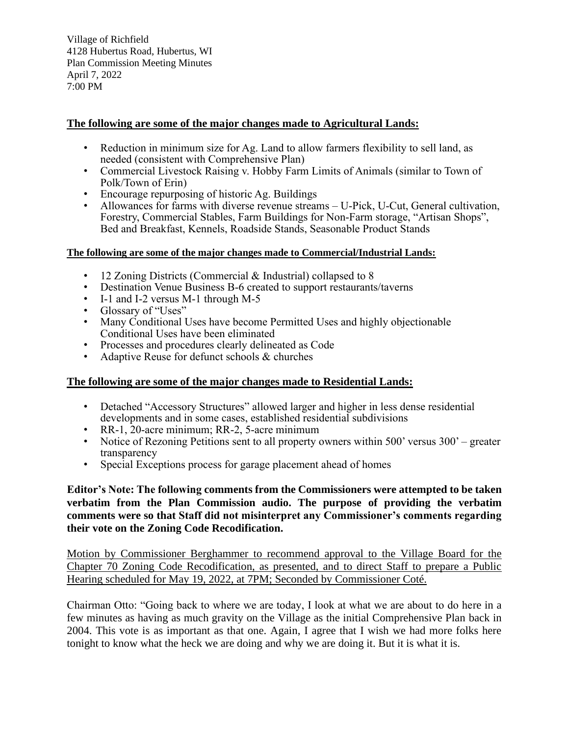Village of Richfield
4128 Hubertus Road, Hubertus, WI
Plan Commission Meeting Minutes
April 7, 2022
7:00 PM

**The following are some of the major changes made to Agricultural Lands:**

- Reduction in minimum size for Ag. Land to allow farmers flexibility to sell land, as needed (consistent with Comprehensive Plan)
- Commercial Livestock Raising v. Hobby Farm Limits of Animals (similar to Town of Polk/Town of Erin)
- Encourage repurposing of historic Ag. Buildings
- Allowances for farms with diverse revenue streams – U-Pick, U-Cut, General cultivation, Forestry, Commercial Stables, Farm Buildings for Non-Farm storage, "Artisan Shops", Bed and Breakfast, Kennels, Roadside Stands, Seasonable Product Stands

**The following are some of the major changes made to Commercial/Industrial Lands:**

- 12 Zoning Districts (Commercial & Industrial) collapsed to 8
- Destination Venue Business B-6 created to support restaurants/taverns
- I-1 and I-2 versus M-1 through M-5
- Glossary of "Uses"
- Many Conditional Uses have become Permitted Uses and highly objectionable Conditional Uses have been eliminated
- Processes and procedures clearly delineated as Code
- Adaptive Reuse for defunct schools & churches

**The following are some of the major changes made to Residential Lands:**

- Detached "Accessory Structures" allowed larger and higher in less dense residential developments and in some cases, established residential subdivisions
- RR-1, 20-acre minimum; RR-2, 5-acre minimum
- Notice of Rezoning Petitions sent to all property owners within 500' versus 300' – greater transparency
- Special Exceptions process for garage placement ahead of homes

**Editor's Note: The following comments from the Commissioners were attempted to be taken verbatim from the Plan Commission audio. The purpose of providing the verbatim comments were so that Staff did not misinterpret any Commissioner's comments regarding their vote on the Zoning Code Recodification.**

Motion by Commissioner Berghammer to recommend approval to the Village Board for the Chapter 70 Zoning Code Recodification, as presented, and to direct Staff to prepare a Public Hearing scheduled for May 19, 2022, at 7PM; Seconded by Commissioner Coté.

Chairman Otto: "Going back to where we are today, I look at what we are about to do here in a few minutes as having as much gravity on the Village as the initial Comprehensive Plan back in 2004. This vote is as important as that one. Again, I agree that I wish we had more folks here tonight to know what the heck we are doing and why we are doing it. But it is what it is.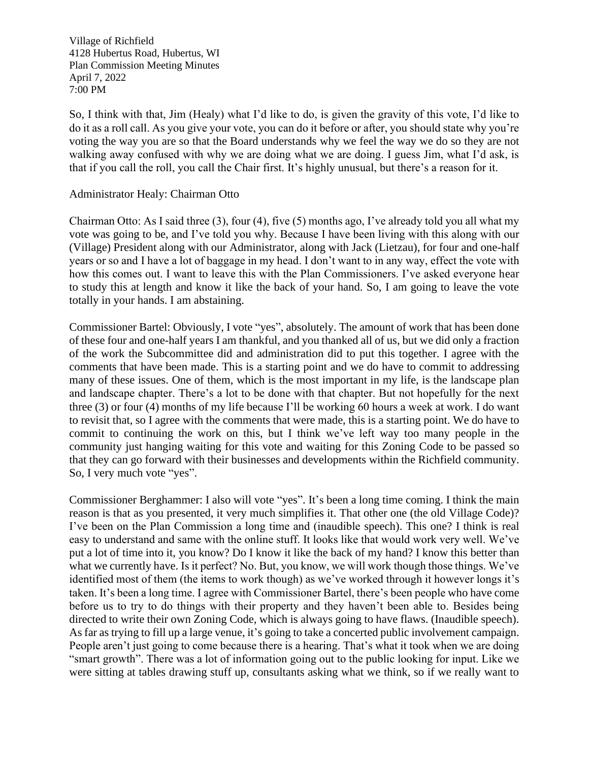Village of Richfield
4128 Hubertus Road, Hubertus, WI
Plan Commission Meeting Minutes
April 7, 2022
7:00 PM

So, I think with that, Jim (Healy) what I'd like to do, is given the gravity of this vote, I'd like to do it as a roll call. As you give your vote, you can do it before or after, you should state why you're voting the way you are so that the Board understands why we feel the way we do so they are not walking away confused with why we are doing what we are doing. I guess Jim, what I'd ask, is that if you call the roll, you call the Chair first. It's highly unusual, but there's a reason for it.

Administrator Healy: Chairman Otto

Chairman Otto: As I said three (3), four (4), five (5) months ago, I've already told you all what my vote was going to be, and I've told you why. Because I have been living with this along with our (Village) President along with our Administrator, along with Jack (Lietzau), for four and one-half years or so and I have a lot of baggage in my head. I don't want to in any way, effect the vote with how this comes out. I want to leave this with the Plan Commissioners. I've asked everyone hear to study this at length and know it like the back of your hand. So, I am going to leave the vote totally in your hands. I am abstaining.

Commissioner Bartel: Obviously, I vote "yes", absolutely. The amount of work that has been done of these four and one-half years I am thankful, and you thanked all of us, but we did only a fraction of the work the Subcommittee did and administration did to put this together. I agree with the comments that have been made. This is a starting point and we do have to commit to addressing many of these issues. One of them, which is the most important in my life, is the landscape plan and landscape chapter. There's a lot to be done with that chapter. But not hopefully for the next three (3) or four (4) months of my life because I'll be working 60 hours a week at work. I do want to revisit that, so I agree with the comments that were made, this is a starting point. We do have to commit to continuing the work on this, but I think we've left way too many people in the community just hanging waiting for this vote and waiting for this Zoning Code to be passed so that they can go forward with their businesses and developments within the Richfield community. So, I very much vote "yes".

Commissioner Berghammer: I also will vote "yes". It's been a long time coming. I think the main reason is that as you presented, it very much simplifies it. That other one (the old Village Code)? I've been on the Plan Commission a long time and (inaudible speech). This one? I think is real easy to understand and same with the online stuff. It looks like that would work very well. We've put a lot of time into it, you know? Do I know it like the back of my hand? I know this better than what we currently have. Is it perfect? No. But, you know, we will work though those things. We've identified most of them (the items to work though) as we've worked through it however longs it's taken. It's been a long time. I agree with Commissioner Bartel, there's been people who have come before us to try to do things with their property and they haven't been able to. Besides being directed to write their own Zoning Code, which is always going to have flaws. (Inaudible speech). As far as trying to fill up a large venue, it's going to take a concerted public involvement campaign. People aren't just going to come because there is a hearing. That's what it took when we are doing "smart growth". There was a lot of information going out to the public looking for input. Like we were sitting at tables drawing stuff up, consultants asking what we think, so if we really want to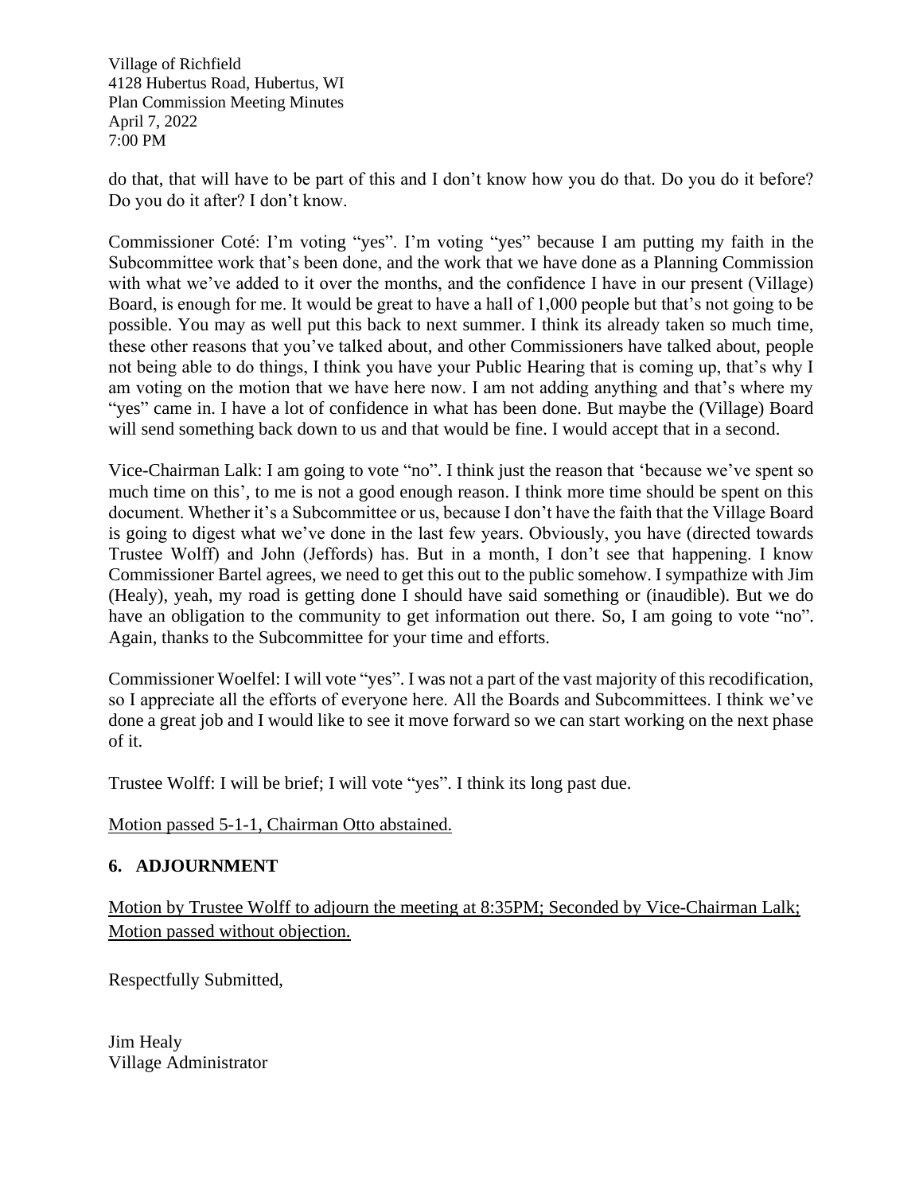do that, that will have to be part of this and I don't know how you do that. Do you do it before? Do you do it after? I don't know.

Commissioner Coté: I'm voting "yes". I'm voting "yes" because I am putting my faith in the Subcommittee work that's been done, and the work that we have done as a Planning Commission with what we've added to it over the months, and the confidence I have in our present (Village) Board, is enough for me. It would be great to have a hall of 1,000 people but that's not going to be possible. You may as well put this back to next summer. I think its already taken so much time, these other reasons that you've talked about, and other Commissioners have talked about, people not being able to do things, I think you have your Public Hearing that is coming up, that's why I am voting on the motion that we have here now. I am not adding anything and that's where my "yes" came in. I have a lot of confidence in what has been done. But maybe the (Village) Board will send something back down to us and that would be fine. I would accept that in a second.

Vice-Chairman Lalk: I am going to vote "no". I think just the reason that 'because we've spent so much time on this', to me is not a good enough reason. I think more time should be spent on this document. Whether it's a Subcommittee or us, because I don't have the faith that the Village Board is going to digest what we've done in the last few years. Obviously, you have (directed towards Trustee Wolff) and John (Jeffords) has. But in a month, I don't see that happening. I know Commissioner Bartel agrees, we need to get this out to the public somehow. I sympathize with Jim (Healy), yeah, my road is getting done I should have said something or (inaudible). But we do have an obligation to the community to get information out there. So, I am going to vote "no". Again, thanks to the Subcommittee for your time and efforts.

Commissioner Woelfel: I will vote "yes". I was not a part of the vast majority of this recodification, so I appreciate all the efforts of everyone here. All the Boards and Subcommittees. I think we've done a great job and I would like to see it move forward so we can start working on the next phase of it.

Trustee Wolff: I will be brief; I will vote "yes". I think its long past due.

<u>Motion passed 5-1-1, Chairman Otto abstained.</u>

## 6. ADJOURNMENT

<u>Motion by Trustee Wolff to adjourn the meeting at 8:35PM; Seconded by Vice-Chairman Lalk; Motion passed without objection.</u>

Respectfully Submitted,

Jim Healy
Village Administrator